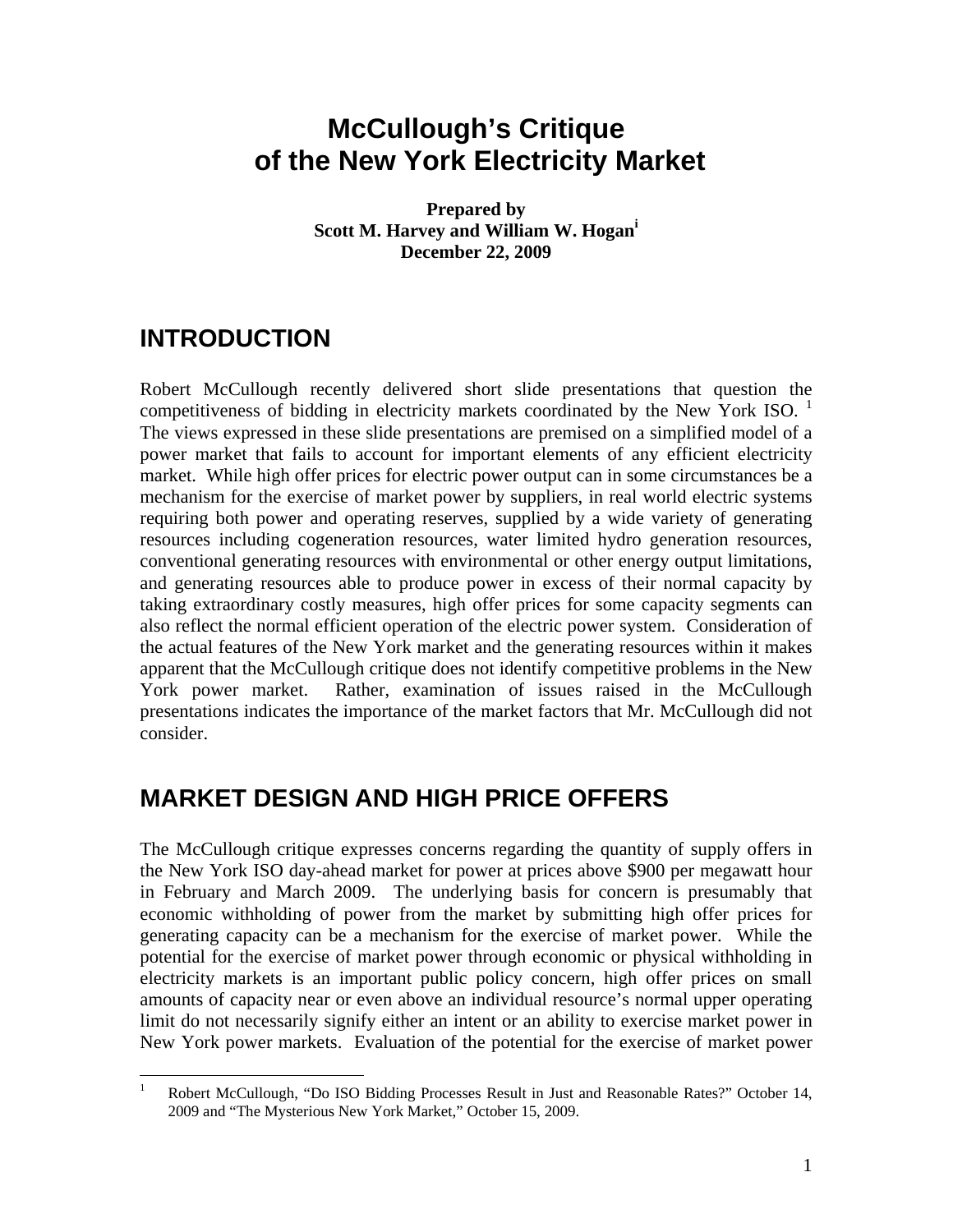# McCullough's Critique of the New York Electricity Market

**Prepared by**
**Scott M. Harvey and William W. Hogan[i]**
**December 22, 2009**

## INTRODUCTION

Robert McCullough recently delivered short slide presentations that question the competitiveness of bidding in electricity markets coordinated by the New York ISO. [1] The views expressed in these slide presentations are premised on a simplified model of a power market that fails to account for important elements of any efficient electricity market. While high offer prices for electric power output can in some circumstances be a mechanism for the exercise of market power by suppliers, in real world electric systems requiring both power and operating reserves, supplied by a wide variety of generating resources including cogeneration resources, water limited hydro generation resources, conventional generating resources with environmental or other energy output limitations, and generating resources able to produce power in excess of their normal capacity by taking extraordinary costly measures, high offer prices for some capacity segments can also reflect the normal efficient operation of the electric power system. Consideration of the actual features of the New York market and the generating resources within it makes apparent that the McCullough critique does not identify competitive problems in the New York power market. Rather, examination of issues raised in the McCullough presentations indicates the importance of the market factors that Mr. McCullough did not consider.

## MARKET DESIGN AND HIGH PRICE OFFERS

The McCullough critique expresses concerns regarding the quantity of supply offers in the New York ISO day-ahead market for power at prices above $900 per megawatt hour in February and March 2009. The underlying basis for concern is presumably that economic withholding of power from the market by submitting high offer prices for generating capacity can be a mechanism for the exercise of market power. While the potential for the exercise of market power through economic or physical withholding in electricity markets is an important public policy concern, high offer prices on small amounts of capacity near or even above an individual resource's normal upper operating limit do not necessarily signify either an intent or an ability to exercise market power in New York power markets. Evaluation of the potential for the exercise of market power

---

[1] Robert McCullough, "Do ISO Bidding Processes Result in Just and Reasonable Rates?" October 14, 2009 and "The Mysterious New York Market," October 15, 2009.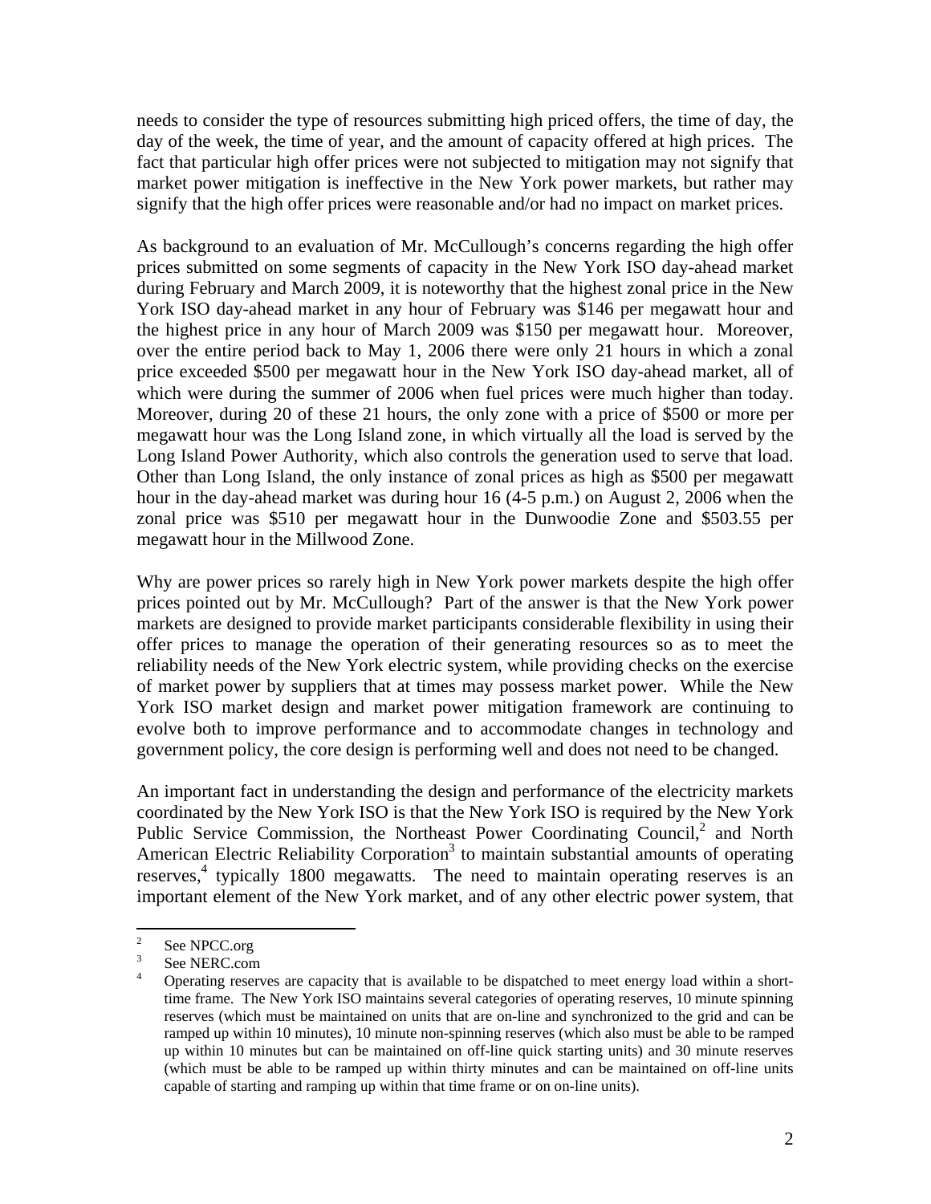needs to consider the type of resources submitting high priced offers, the time of day, the day of the week, the time of year, and the amount of capacity offered at high prices. The fact that particular high offer prices were not subjected to mitigation may not signify that market power mitigation is ineffective in the New York power markets, but rather may signify that the high offer prices were reasonable and/or had no impact on market prices.

As background to an evaluation of Mr. McCullough's concerns regarding the high offer prices submitted on some segments of capacity in the New York ISO day-ahead market during February and March 2009, it is noteworthy that the highest zonal price in the New York ISO day-ahead market in any hour of February was $146 per megawatt hour and the highest price in any hour of March 2009 was $150 per megawatt hour. Moreover, over the entire period back to May 1, 2006 there were only 21 hours in which a zonal price exceeded $500 per megawatt hour in the New York ISO day-ahead market, all of which were during the summer of 2006 when fuel prices were much higher than today. Moreover, during 20 of these 21 hours, the only zone with a price of $500 or more per megawatt hour was the Long Island zone, in which virtually all the load is served by the Long Island Power Authority, which also controls the generation used to serve that load. Other than Long Island, the only instance of zonal prices as high as $500 per megawatt hour in the day-ahead market was during hour 16 (4-5 p.m.) on August 2, 2006 when the zonal price was $510 per megawatt hour in the Dunwoodie Zone and $503.55 per megawatt hour in the Millwood Zone.

Why are power prices so rarely high in New York power markets despite the high offer prices pointed out by Mr. McCullough? Part of the answer is that the New York power markets are designed to provide market participants considerable flexibility in using their offer prices to manage the operation of their generating resources so as to meet the reliability needs of the New York electric system, while providing checks on the exercise of market power by suppliers that at times may possess market power. While the New York ISO market design and market power mitigation framework are continuing to evolve both to improve performance and to accommodate changes in technology and government policy, the core design is performing well and does not need to be changed.

An important fact in understanding the design and performance of the electricity markets coordinated by the New York ISO is that the New York ISO is required by the New York Public Service Commission, the Northeast Power Coordinating Council,[2] and North American Electric Reliability Corporation[3] to maintain substantial amounts of operating reserves,[4] typically 1800 megawatts. The need to maintain operating reserves is an important element of the New York market, and of any other electric power system, that

---

[2] See NPCC.org

[3] See NERC.com

[4] Operating reserves are capacity that is available to be dispatched to meet energy load within a short-time frame. The New York ISO maintains several categories of operating reserves, 10 minute spinning reserves (which must be maintained on units that are on-line and synchronized to the grid and can be ramped up within 10 minutes), 10 minute non-spinning reserves (which also must be able to be ramped up within 10 minutes but can be maintained on off-line quick starting units) and 30 minute reserves (which must be able to be ramped up within thirty minutes and can be maintained on off-line units capable of starting and ramping up within that time frame or on on-line units).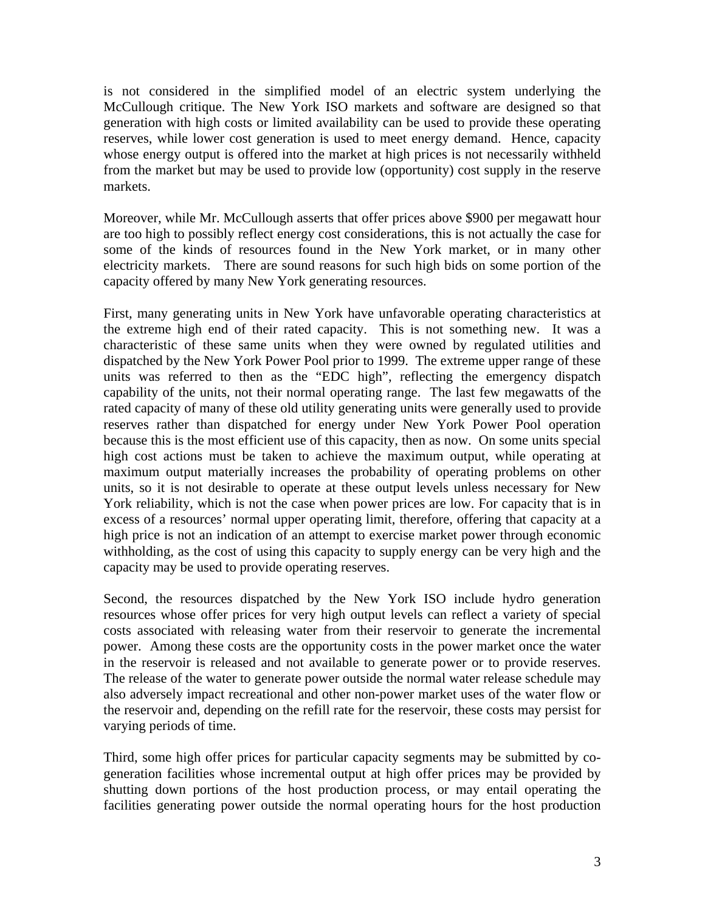is not considered in the simplified model of an electric system underlying the McCullough critique. The New York ISO markets and software are designed so that generation with high costs or limited availability can be used to provide these operating reserves, while lower cost generation is used to meet energy demand. Hence, capacity whose energy output is offered into the market at high prices is not necessarily withheld from the market but may be used to provide low (opportunity) cost supply in the reserve markets.

Moreover, while Mr. McCullough asserts that offer prices above $900 per megawatt hour are too high to possibly reflect energy cost considerations, this is not actually the case for some of the kinds of resources found in the New York market, or in many other electricity markets. There are sound reasons for such high bids on some portion of the capacity offered by many New York generating resources.

First, many generating units in New York have unfavorable operating characteristics at the extreme high end of their rated capacity. This is not something new. It was a characteristic of these same units when they were owned by regulated utilities and dispatched by the New York Power Pool prior to 1999. The extreme upper range of these units was referred to then as the "EDC high", reflecting the emergency dispatch capability of the units, not their normal operating range. The last few megawatts of the rated capacity of many of these old utility generating units were generally used to provide reserves rather than dispatched for energy under New York Power Pool operation because this is the most efficient use of this capacity, then as now. On some units special high cost actions must be taken to achieve the maximum output, while operating at maximum output materially increases the probability of operating problems on other units, so it is not desirable to operate at these output levels unless necessary for New York reliability, which is not the case when power prices are low. For capacity that is in excess of a resources' normal upper operating limit, therefore, offering that capacity at a high price is not an indication of an attempt to exercise market power through economic withholding, as the cost of using this capacity to supply energy can be very high and the capacity may be used to provide operating reserves.

Second, the resources dispatched by the New York ISO include hydro generation resources whose offer prices for very high output levels can reflect a variety of special costs associated with releasing water from their reservoir to generate the incremental power. Among these costs are the opportunity costs in the power market once the water in the reservoir is released and not available to generate power or to provide reserves. The release of the water to generate power outside the normal water release schedule may also adversely impact recreational and other non-power market uses of the water flow or the reservoir and, depending on the refill rate for the reservoir, these costs may persist for varying periods of time.

Third, some high offer prices for particular capacity segments may be submitted by co-generation facilities whose incremental output at high offer prices may be provided by shutting down portions of the host production process, or may entail operating the facilities generating power outside the normal operating hours for the host production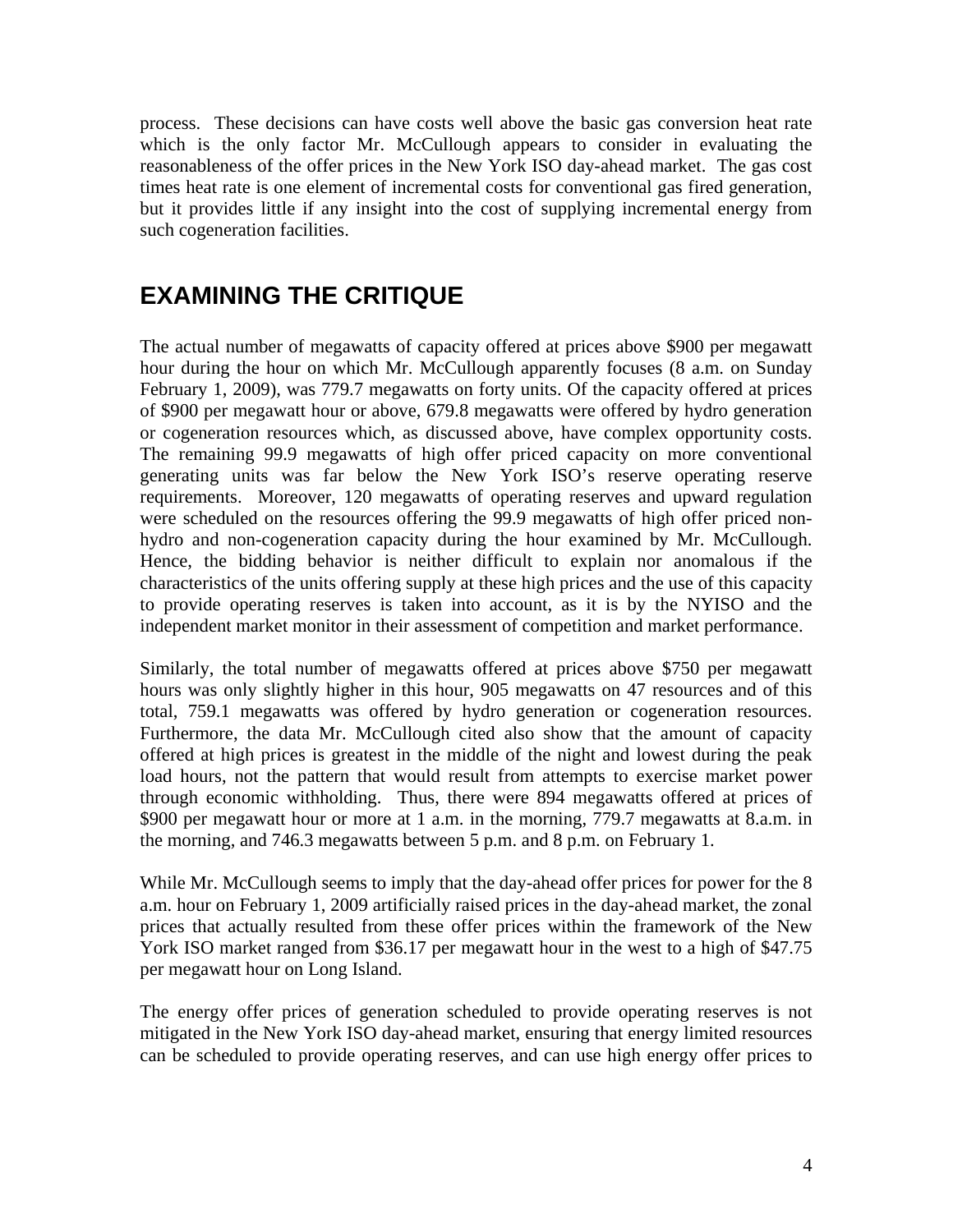process. These decisions can have costs well above the basic gas conversion heat rate which is the only factor Mr. McCullough appears to consider in evaluating the reasonableness of the offer prices in the New York ISO day-ahead market. The gas cost times heat rate is one element of incremental costs for conventional gas fired generation, but it provides little if any insight into the cost of supplying incremental energy from such cogeneration facilities.

## EXAMINING THE CRITIQUE

The actual number of megawatts of capacity offered at prices above $900 per megawatt hour during the hour on which Mr. McCullough apparently focuses (8 a.m. on Sunday February 1, 2009), was 779.7 megawatts on forty units. Of the capacity offered at prices of $900 per megawatt hour or above, 679.8 megawatts were offered by hydro generation or cogeneration resources which, as discussed above, have complex opportunity costs. The remaining 99.9 megawatts of high offer priced capacity on more conventional generating units was far below the New York ISO's reserve operating reserve requirements. Moreover, 120 megawatts of operating reserves and upward regulation were scheduled on the resources offering the 99.9 megawatts of high offer priced non-hydro and non-cogeneration capacity during the hour examined by Mr. McCullough. Hence, the bidding behavior is neither difficult to explain nor anomalous if the characteristics of the units offering supply at these high prices and the use of this capacity to provide operating reserves is taken into account, as it is by the NYISO and the independent market monitor in their assessment of competition and market performance.

Similarly, the total number of megawatts offered at prices above $750 per megawatt hours was only slightly higher in this hour, 905 megawatts on 47 resources and of this total, 759.1 megawatts was offered by hydro generation or cogeneration resources. Furthermore, the data Mr. McCullough cited also show that the amount of capacity offered at high prices is greatest in the middle of the night and lowest during the peak load hours, not the pattern that would result from attempts to exercise market power through economic withholding. Thus, there were 894 megawatts offered at prices of $900 per megawatt hour or more at 1 a.m. in the morning, 779.7 megawatts at 8.a.m. in the morning, and 746.3 megawatts between 5 p.m. and 8 p.m. on February 1.

While Mr. McCullough seems to imply that the day-ahead offer prices for power for the 8 a.m. hour on February 1, 2009 artificially raised prices in the day-ahead market, the zonal prices that actually resulted from these offer prices within the framework of the New York ISO market ranged from $36.17 per megawatt hour in the west to a high of $47.75 per megawatt hour on Long Island.

The energy offer prices of generation scheduled to provide operating reserves is not mitigated in the New York ISO day-ahead market, ensuring that energy limited resources can be scheduled to provide operating reserves, and can use high energy offer prices to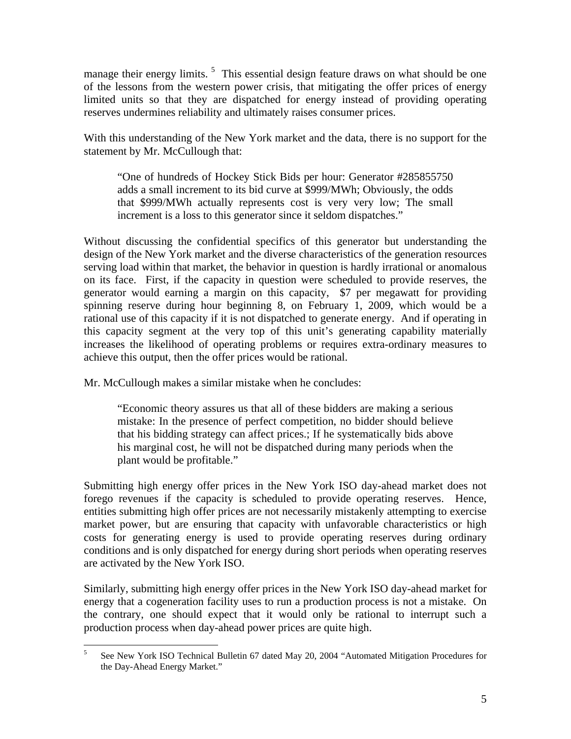manage their energy limits.[5] This essential design feature draws on what should be one of the lessons from the western power crisis, that mitigating the offer prices of energy limited units so that they are dispatched for energy instead of providing operating reserves undermines reliability and ultimately raises consumer prices.

With this understanding of the New York market and the data, there is no support for the statement by Mr. McCullough that:

> "One of hundreds of Hockey Stick Bids per hour: Generator #285855750 adds a small increment to its bid curve at $999/MWh; Obviously, the odds that $999/MWh actually represents cost is very very low; The small increment is a loss to this generator since it seldom dispatches."

Without discussing the confidential specifics of this generator but understanding the design of the New York market and the diverse characteristics of the generation resources serving load within that market, the behavior in question is hardly irrational or anomalous on its face. First, if the capacity in question were scheduled to provide reserves, the generator would earning a margin on this capacity, $7 per megawatt for providing spinning reserve during hour beginning 8, on February 1, 2009, which would be a rational use of this capacity if it is not dispatched to generate energy. And if operating in this capacity segment at the very top of this unit's generating capability materially increases the likelihood of operating problems or requires extra-ordinary measures to achieve this output, then the offer prices would be rational.

Mr. McCullough makes a similar mistake when he concludes:

> "Economic theory assures us that all of these bidders are making a serious mistake: In the presence of perfect competition, no bidder should believe that his bidding strategy can affect prices.; If he systematically bids above his marginal cost, he will not be dispatched during many periods when the plant would be profitable."

Submitting high energy offer prices in the New York ISO day-ahead market does not forego revenues if the capacity is scheduled to provide operating reserves. Hence, entities submitting high offer prices are not necessarily mistakenly attempting to exercise market power, but are ensuring that capacity with unfavorable characteristics or high costs for generating energy is used to provide operating reserves during ordinary conditions and is only dispatched for energy during short periods when operating reserves are activated by the New York ISO.

Similarly, submitting high energy offer prices in the New York ISO day-ahead market for energy that a cogeneration facility uses to run a production process is not a mistake. On the contrary, one should expect that it would only be rational to interrupt such a production process when day-ahead power prices are quite high.

---

[5] See New York ISO Technical Bulletin 67 dated May 20, 2004 "Automated Mitigation Procedures for the Day-Ahead Energy Market."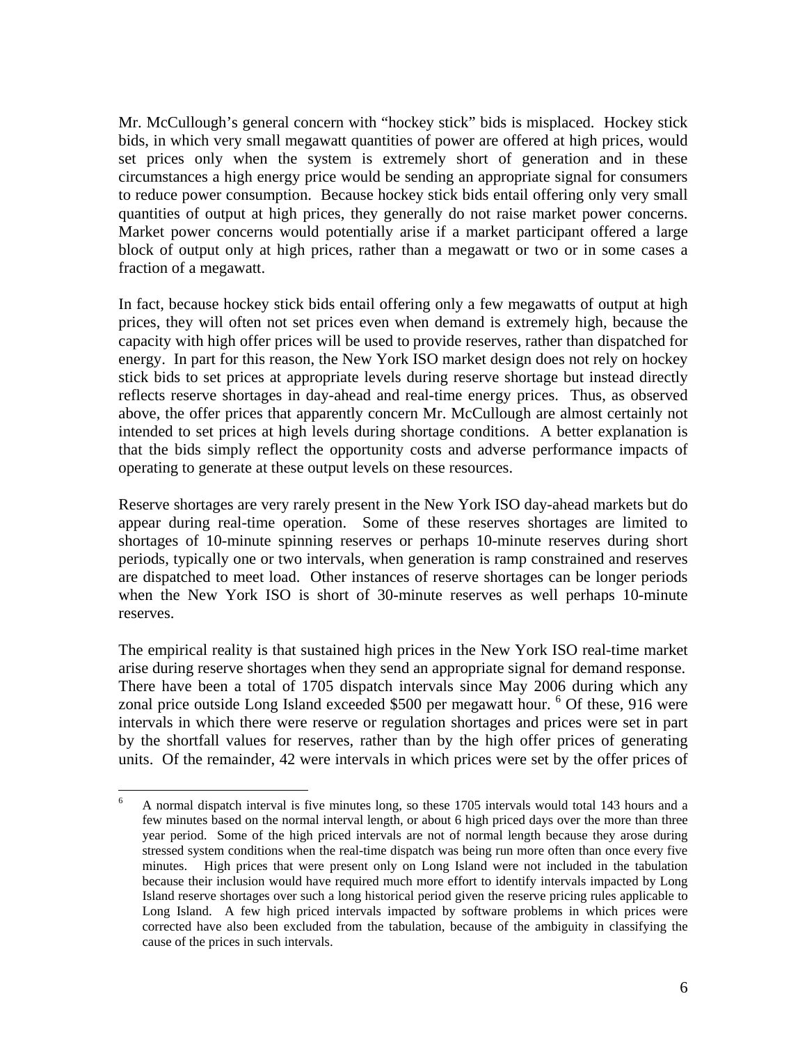Mr. McCullough's general concern with "hockey stick" bids is misplaced. Hockey stick bids, in which very small megawatt quantities of power are offered at high prices, would set prices only when the system is extremely short of generation and in these circumstances a high energy price would be sending an appropriate signal for consumers to reduce power consumption. Because hockey stick bids entail offering only very small quantities of output at high prices, they generally do not raise market power concerns. Market power concerns would potentially arise if a market participant offered a large block of output only at high prices, rather than a megawatt or two or in some cases a fraction of a megawatt.

In fact, because hockey stick bids entail offering only a few megawatts of output at high prices, they will often not set prices even when demand is extremely high, because the capacity with high offer prices will be used to provide reserves, rather than dispatched for energy. In part for this reason, the New York ISO market design does not rely on hockey stick bids to set prices at appropriate levels during reserve shortage but instead directly reflects reserve shortages in day-ahead and real-time energy prices. Thus, as observed above, the offer prices that apparently concern Mr. McCullough are almost certainly not intended to set prices at high levels during shortage conditions. A better explanation is that the bids simply reflect the opportunity costs and adverse performance impacts of operating to generate at these output levels on these resources.

Reserve shortages are very rarely present in the New York ISO day-ahead markets but do appear during real-time operation. Some of these reserves shortages are limited to shortages of 10-minute spinning reserves or perhaps 10-minute reserves during short periods, typically one or two intervals, when generation is ramp constrained and reserves are dispatched to meet load. Other instances of reserve shortages can be longer periods when the New York ISO is short of 30-minute reserves as well perhaps 10-minute reserves.

The empirical reality is that sustained high prices in the New York ISO real-time market arise during reserve shortages when they send an appropriate signal for demand response. There have been a total of 1705 dispatch intervals since May 2006 during which any zonal price outside Long Island exceeded $500 per megawatt hour. [6] Of these, 916 were intervals in which there were reserve or regulation shortages and prices were set in part by the shortfall values for reserves, rather than by the high offer prices of generating units. Of the remainder, 42 were intervals in which prices were set by the offer prices of

---

[6] A normal dispatch interval is five minutes long, so these 1705 intervals would total 143 hours and a few minutes based on the normal interval length, or about 6 high priced days over the more than three year period. Some of the high priced intervals are not of normal length because they arose during stressed system conditions when the real-time dispatch was being run more often than once every five minutes. High prices that were present only on Long Island were not included in the tabulation because their inclusion would have required much more effort to identify intervals impacted by Long Island reserve shortages over such a long historical period given the reserve pricing rules applicable to Long Island. A few high priced intervals impacted by software problems in which prices were corrected have also been excluded from the tabulation, because of the ambiguity in classifying the cause of the prices in such intervals.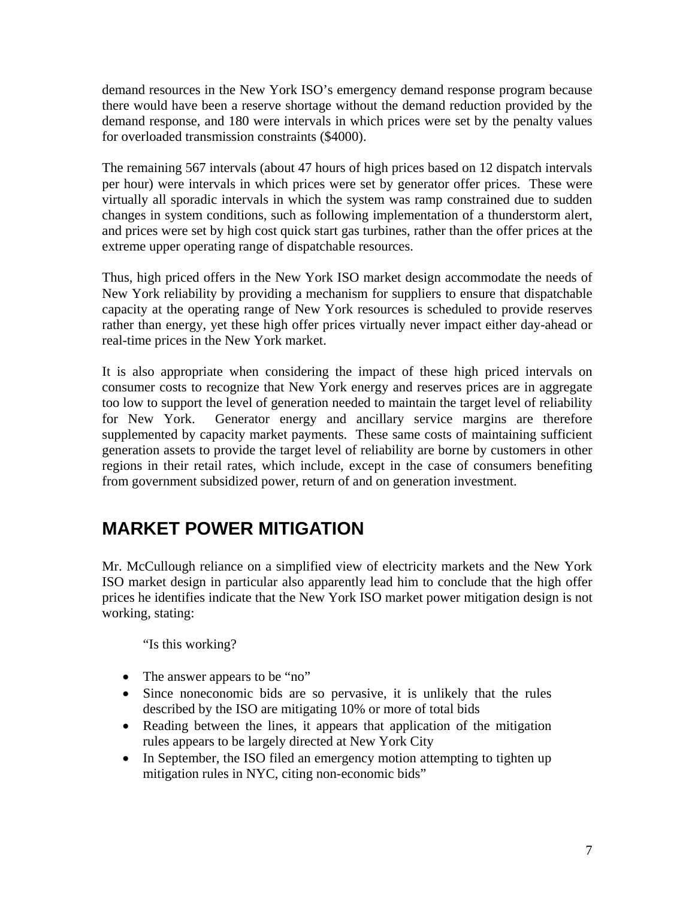demand resources in the New York ISO's emergency demand response program because there would have been a reserve shortage without the demand reduction provided by the demand response, and 180 were intervals in which prices were set by the penalty values for overloaded transmission constraints ($4000).

The remaining 567 intervals (about 47 hours of high prices based on 12 dispatch intervals per hour) were intervals in which prices were set by generator offer prices. These were virtually all sporadic intervals in which the system was ramp constrained due to sudden changes in system conditions, such as following implementation of a thunderstorm alert, and prices were set by high cost quick start gas turbines, rather than the offer prices at the extreme upper operating range of dispatchable resources.

Thus, high priced offers in the New York ISO market design accommodate the needs of New York reliability by providing a mechanism for suppliers to ensure that dispatchable capacity at the operating range of New York resources is scheduled to provide reserves rather than energy, yet these high offer prices virtually never impact either day-ahead or real-time prices in the New York market.

It is also appropriate when considering the impact of these high priced intervals on consumer costs to recognize that New York energy and reserves prices are in aggregate too low to support the level of generation needed to maintain the target level of reliability for New York. Generator energy and ancillary service margins are therefore supplemented by capacity market payments. These same costs of maintaining sufficient generation assets to provide the target level of reliability are borne by customers in other regions in their retail rates, which include, except in the case of consumers benefiting from government subsidized power, return of and on generation investment.

# MARKET POWER MITIGATION

Mr. McCullough reliance on a simplified view of electricity markets and the New York ISO market design in particular also apparently lead him to conclude that the high offer prices he identifies indicate that the New York ISO market power mitigation design is not working, stating:

> "Is this working?
>
> - The answer appears to be "no"
> - Since noneconomic bids are so pervasive, it is unlikely that the rules described by the ISO are mitigating 10% or more of total bids
> - Reading between the lines, it appears that application of the mitigation rules appears to be largely directed at New York City
> - In September, the ISO filed an emergency motion attempting to tighten up mitigation rules in NYC, citing non-economic bids"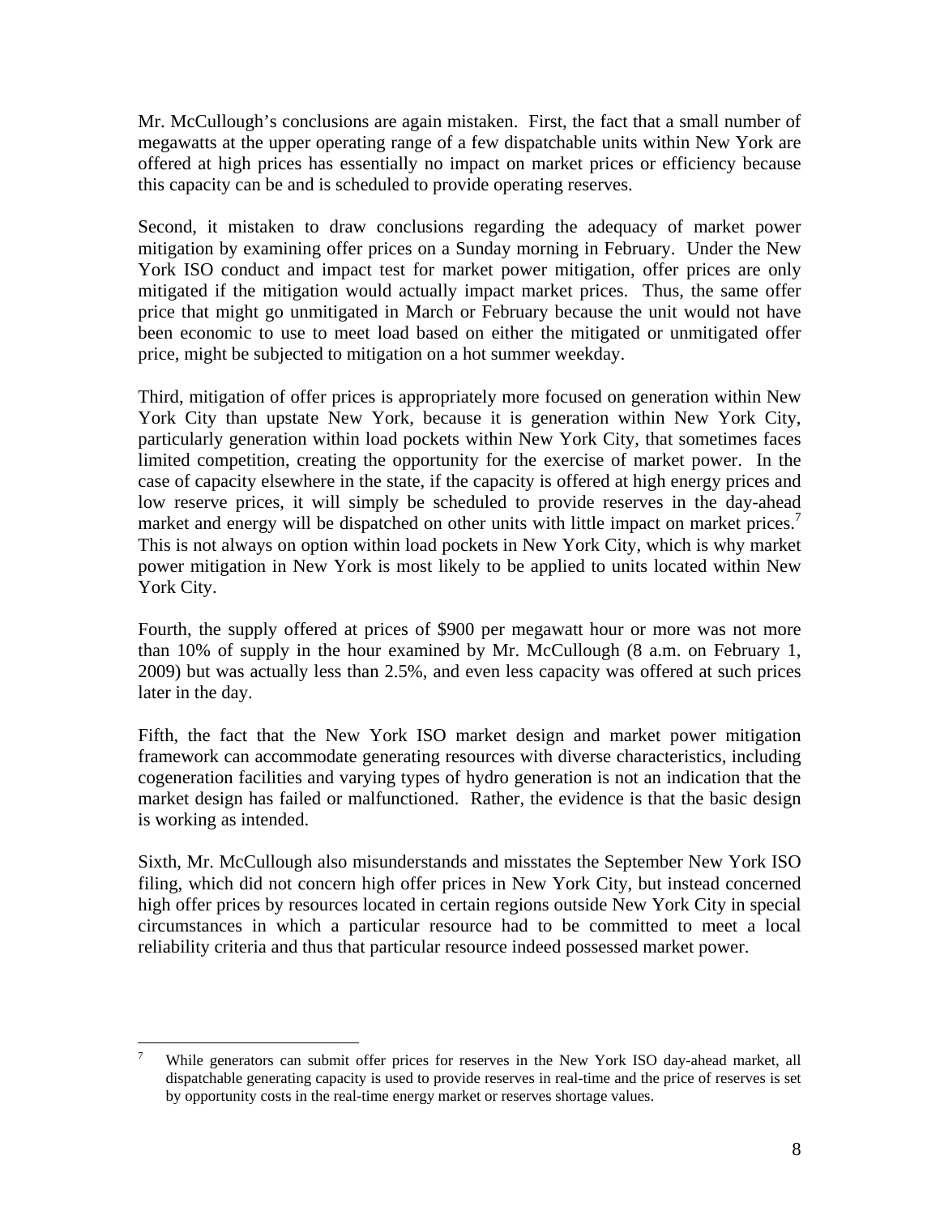Mr. McCullough's conclusions are again mistaken. First, the fact that a small number of megawatts at the upper operating range of a few dispatchable units within New York are offered at high prices has essentially no impact on market prices or efficiency because this capacity can be and is scheduled to provide operating reserves.

Second, it mistaken to draw conclusions regarding the adequacy of market power mitigation by examining offer prices on a Sunday morning in February. Under the New York ISO conduct and impact test for market power mitigation, offer prices are only mitigated if the mitigation would actually impact market prices. Thus, the same offer price that might go unmitigated in March or February because the unit would not have been economic to use to meet load based on either the mitigated or unmitigated offer price, might be subjected to mitigation on a hot summer weekday.

Third, mitigation of offer prices is appropriately more focused on generation within New York City than upstate New York, because it is generation within New York City, particularly generation within load pockets within New York City, that sometimes faces limited competition, creating the opportunity for the exercise of market power. In the case of capacity elsewhere in the state, if the capacity is offered at high energy prices and low reserve prices, it will simply be scheduled to provide reserves in the day-ahead market and energy will be dispatched on other units with little impact on market prices.[7] This is not always on option within load pockets in New York City, which is why market power mitigation in New York is most likely to be applied to units located within New York City.

Fourth, the supply offered at prices of $900 per megawatt hour or more was not more than 10% of supply in the hour examined by Mr. McCullough (8 a.m. on February 1, 2009) but was actually less than 2.5%, and even less capacity was offered at such prices later in the day.

Fifth, the fact that the New York ISO market design and market power mitigation framework can accommodate generating resources with diverse characteristics, including cogeneration facilities and varying types of hydro generation is not an indication that the market design has failed or malfunctioned. Rather, the evidence is that the basic design is working as intended.

Sixth, Mr. McCullough also misunderstands and misstates the September New York ISO filing, which did not concern high offer prices in New York City, but instead concerned high offer prices by resources located in certain regions outside New York City in special circumstances in which a particular resource had to be committed to meet a local reliability criteria and thus that particular resource indeed possessed market power.

[7] While generators can submit offer prices for reserves in the New York ISO day-ahead market, all dispatchable generating capacity is used to provide reserves in real-time and the price of reserves is set by opportunity costs in the real-time energy market or reserves shortage values.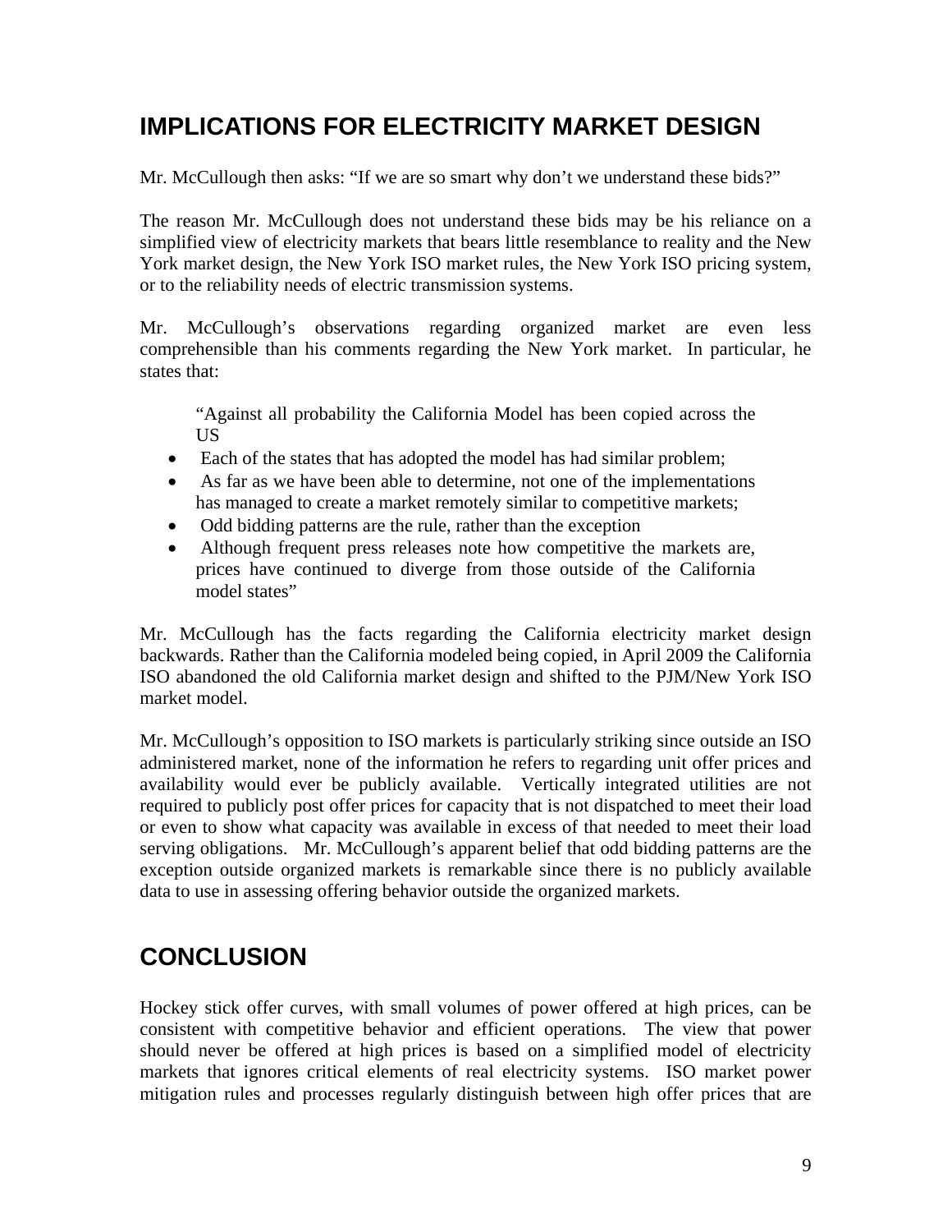## IMPLICATIONS FOR ELECTRICITY MARKET DESIGN

Mr. McCullough then asks: "If we are so smart why don't we understand these bids?"

The reason Mr. McCullough does not understand these bids may be his reliance on a simplified view of electricity markets that bears little resemblance to reality and the New York market design, the New York ISO market rules, the New York ISO pricing system, or to the reliability needs of electric transmission systems.

Mr. McCullough's observations regarding organized market are even less comprehensible than his comments regarding the New York market. In particular, he states that:

> "Against all probability the California Model has been copied across the US
>
> - Each of the states that has adopted the model has had similar problem;
> - As far as we have been able to determine, not one of the implementations has managed to create a market remotely similar to competitive markets;
> - Odd bidding patterns are the rule, rather than the exception
> - Although frequent press releases note how competitive the markets are, prices have continued to diverge from those outside of the California model states"

Mr. McCullough has the facts regarding the California electricity market design backwards. Rather than the California modeled being copied, in April 2009 the California ISO abandoned the old California market design and shifted to the PJM/New York ISO market model.

Mr. McCullough's opposition to ISO markets is particularly striking since outside an ISO administered market, none of the information he refers to regarding unit offer prices and availability would ever be publicly available. Vertically integrated utilities are not required to publicly post offer prices for capacity that is not dispatched to meet their load or even to show what capacity was available in excess of that needed to meet their load serving obligations. Mr. McCullough's apparent belief that odd bidding patterns are the exception outside organized markets is remarkable since there is no publicly available data to use in assessing offering behavior outside the organized markets.

## CONCLUSION

Hockey stick offer curves, with small volumes of power offered at high prices, can be consistent with competitive behavior and efficient operations. The view that power should never be offered at high prices is based on a simplified model of electricity markets that ignores critical elements of real electricity systems. ISO market power mitigation rules and processes regularly distinguish between high offer prices that are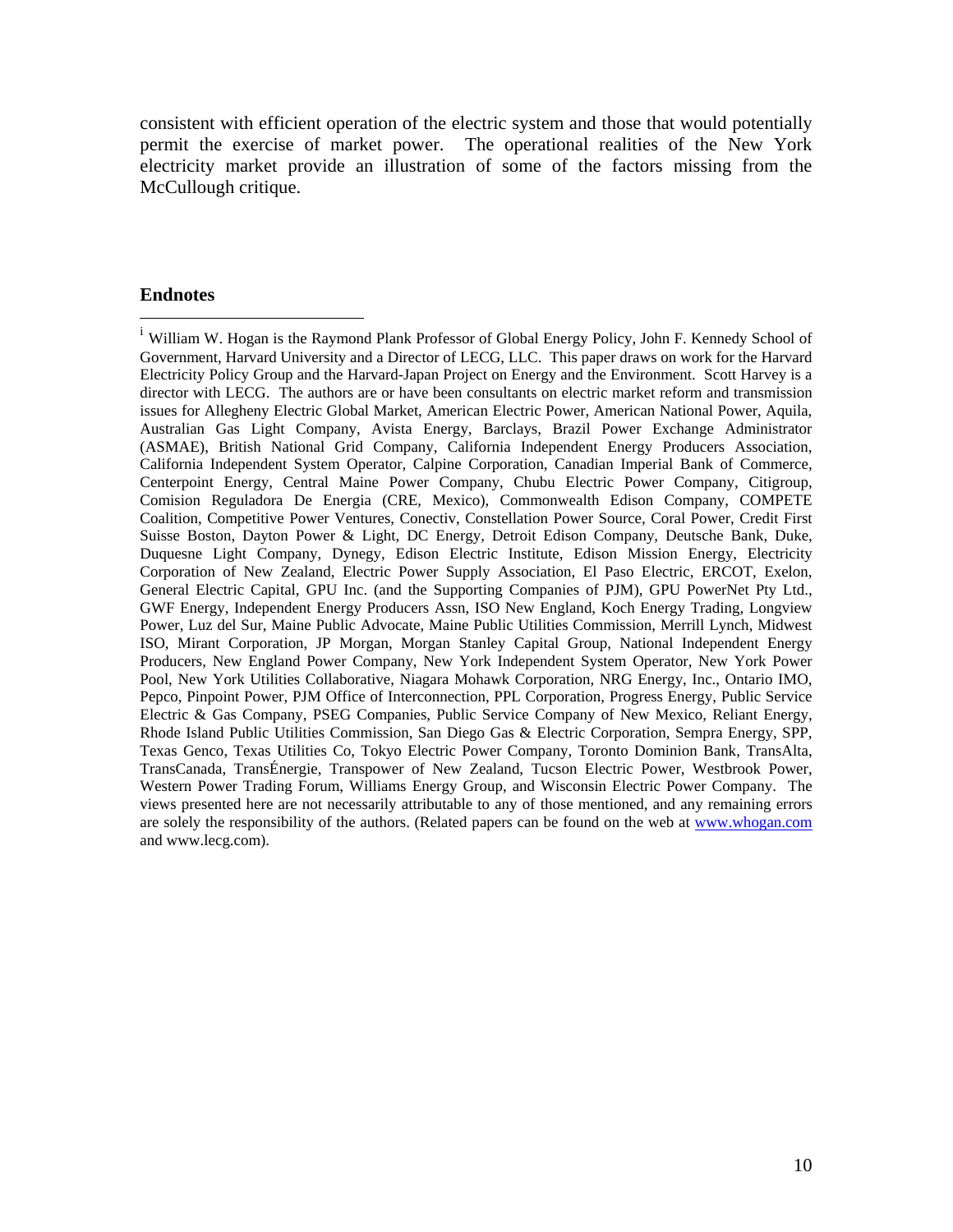consistent with efficient operation of the electric system and those that would potentially permit the exercise of market power. The operational realities of the New York electricity market provide an illustration of some of the factors missing from the McCullough critique.

## Endnotes

[i] William W. Hogan is the Raymond Plank Professor of Global Energy Policy, John F. Kennedy School of Government, Harvard University and a Director of LECG, LLC. This paper draws on work for the Harvard Electricity Policy Group and the Harvard-Japan Project on Energy and the Environment. Scott Harvey is a director with LECG. The authors are or have been consultants on electric market reform and transmission issues for Allegheny Electric Global Market, American Electric Power, American National Power, Aquila, Australian Gas Light Company, Avista Energy, Barclays, Brazil Power Exchange Administrator (ASMAE), British National Grid Company, California Independent Energy Producers Association, California Independent System Operator, Calpine Corporation, Canadian Imperial Bank of Commerce, Centerpoint Energy, Central Maine Power Company, Chubu Electric Power Company, Citigroup, Comision Reguladora De Energia (CRE, Mexico), Commonwealth Edison Company, COMPETE Coalition, Competitive Power Ventures, Conectiv, Constellation Power Source, Coral Power, Credit First Suisse Boston, Dayton Power & Light, DC Energy, Detroit Edison Company, Deutsche Bank, Duke, Duquesne Light Company, Dynegy, Edison Electric Institute, Edison Mission Energy, Electricity Corporation of New Zealand, Electric Power Supply Association, El Paso Electric, ERCOT, Exelon, General Electric Capital, GPU Inc. (and the Supporting Companies of PJM), GPU PowerNet Pty Ltd., GWF Energy, Independent Energy Producers Assn, ISO New England, Koch Energy Trading, Longview Power, Luz del Sur, Maine Public Advocate, Maine Public Utilities Commission, Merrill Lynch, Midwest ISO, Mirant Corporation, JP Morgan, Morgan Stanley Capital Group, National Independent Energy Producers, New England Power Company, New York Independent System Operator, New York Power Pool, New York Utilities Collaborative, Niagara Mohawk Corporation, NRG Energy, Inc., Ontario IMO, Pepco, Pinpoint Power, PJM Office of Interconnection, PPL Corporation, Progress Energy, Public Service Electric & Gas Company, PSEG Companies, Public Service Company of New Mexico, Reliant Energy, Rhode Island Public Utilities Commission, San Diego Gas & Electric Corporation, Sempra Energy, SPP, Texas Genco, Texas Utilities Co, Tokyo Electric Power Company, Toronto Dominion Bank, TransAlta, TransCanada, TransÉnergie, Transpower of New Zealand, Tucson Electric Power, Westbrook Power, Western Power Trading Forum, Williams Energy Group, and Wisconsin Electric Power Company. The views presented here are not necessarily attributable to any of those mentioned, and any remaining errors are solely the responsibility of the authors. (Related papers can be found on the web at www.whogan.com and www.lecg.com).